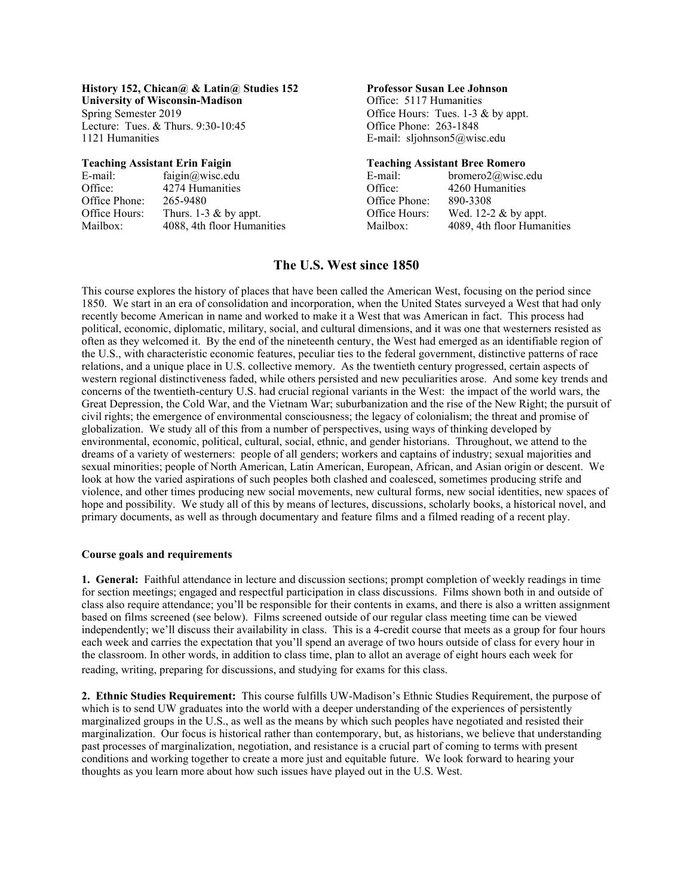**History 152, Chican@ & Latin@ Studies 152**
**University of Wisconsin-Madison**
Spring Semester 2019
Lecture: Tues. & Thurs. 9:30-10:45
1121 Humanities

**Professor Susan Lee Johnson**
Office: 5117 Humanities
Office Hours: Tues. 1-3 & by appt.
Office Phone: 263-1848
E-mail: sljohnson5@wisc.edu

**Teaching Assistant Erin Faigin**

| | |
|---|---|
| E-mail: | faigin@wisc.edu |
| Office: | 4274 Humanities |
| Office Phone: | 265-9480 |
| Office Hours: | Thurs. 1-3 & by appt. |
| Mailbox: | 4088, 4th floor Humanities |

**Teaching Assistant Bree Romero**

| | |
|---|---|
| E-mail: | bromero2@wisc.edu |
| Office: | 4260 Humanities |
| Office Phone: | 890-3308 |
| Office Hours: | Wed. 12-2 & by appt. |
| Mailbox: | 4089, 4th floor Humanities |

# The U.S. West since 1850

This course explores the history of places that have been called the American West, focusing on the period since 1850. We start in an era of consolidation and incorporation, when the United States surveyed a West that had only recently become American in name and worked to make it a West that was American in fact. This process had political, economic, diplomatic, military, social, and cultural dimensions, and it was one that westerners resisted as often as they welcomed it. By the end of the nineteenth century, the West had emerged as an identifiable region of the U.S., with characteristic economic features, peculiar ties to the federal government, distinctive patterns of race relations, and a unique place in U.S. collective memory. As the twentieth century progressed, certain aspects of western regional distinctiveness faded, while others persisted and new peculiarities arose. And some key trends and concerns of the twentieth-century U.S. had crucial regional variants in the West: the impact of the world wars, the Great Depression, the Cold War, and the Vietnam War; suburbanization and the rise of the New Right; the pursuit of civil rights; the emergence of environmental consciousness; the legacy of colonialism; the threat and promise of globalization. We study all of this from a number of perspectives, using ways of thinking developed by environmental, economic, political, cultural, social, ethnic, and gender historians. Throughout, we attend to the dreams of a variety of westerners: people of all genders; workers and captains of industry; sexual majorities and sexual minorities; people of North American, Latin American, European, African, and Asian origin or descent. We look at how the varied aspirations of such peoples both clashed and coalesced, sometimes producing strife and violence, and other times producing new social movements, new cultural forms, new social identities, new spaces of hope and possibility. We study all of this by means of lectures, discussions, scholarly books, a historical novel, and primary documents, as well as through documentary and feature films and a filmed reading of a recent play.

### Course goals and requirements

**1. General:** Faithful attendance in lecture and discussion sections; prompt completion of weekly readings in time for section meetings; engaged and respectful participation in class discussions. Films shown both in and outside of class also require attendance; you'll be responsible for their contents in exams, and there is also a written assignment based on films screened (see below). Films screened outside of our regular class meeting time can be viewed independently; we'll discuss their availability in class. This is a 4-credit course that meets as a group for four hours each week and carries the expectation that you'll spend an average of two hours outside of class for every hour in the classroom. In other words, in addition to class time, plan to allot an average of eight hours each week for reading, writing, preparing for discussions, and studying for exams for this class.

**2. Ethnic Studies Requirement:** This course fulfills UW-Madison's Ethnic Studies Requirement, the purpose of which is to send UW graduates into the world with a deeper understanding of the experiences of persistently marginalized groups in the U.S., as well as the means by which such peoples have negotiated and resisted their marginalization. Our focus is historical rather than contemporary, but, as historians, we believe that understanding past processes of marginalization, negotiation, and resistance is a crucial part of coming to terms with present conditions and working together to create a more just and equitable future. We look forward to hearing your thoughts as you learn more about how such issues have played out in the U.S. West.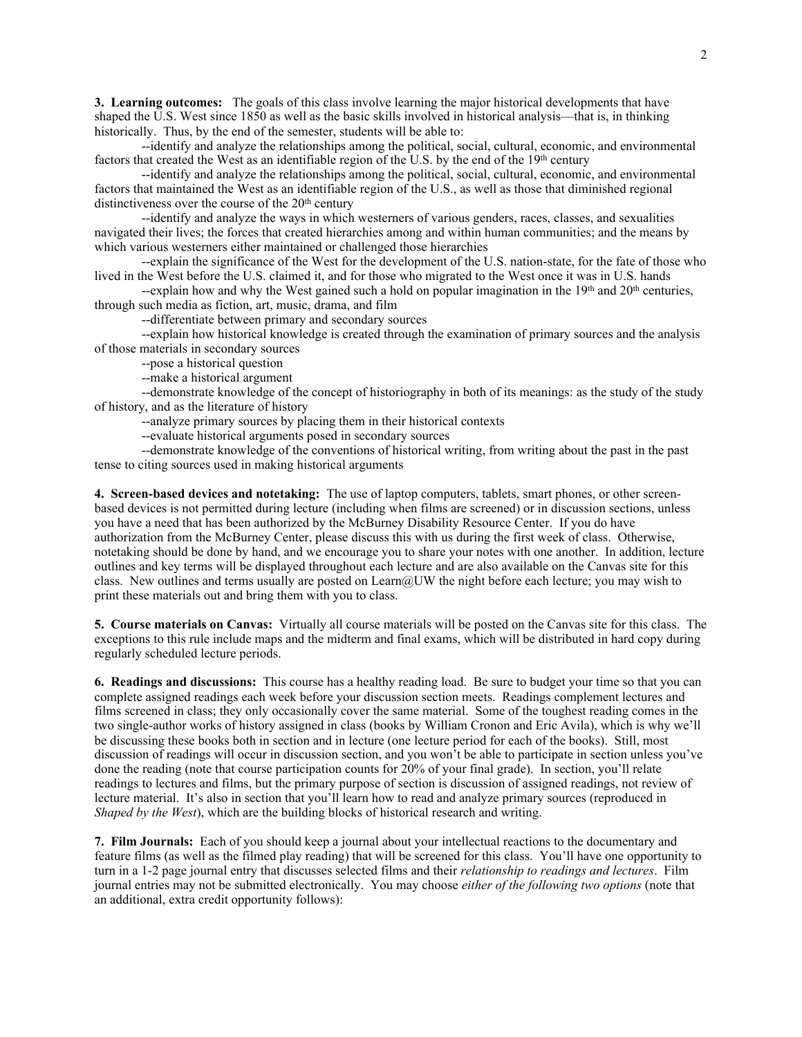**3. Learning outcomes:** The goals of this class involve learning the major historical developments that have shaped the U.S. West since 1850 as well as the basic skills involved in historical analysis—that is, in thinking historically. Thus, by the end of the semester, students will be able to:

--identify and analyze the relationships among the political, social, cultural, economic, and environmental factors that created the West as an identifiable region of the U.S. by the end of the 19th century

--identify and analyze the relationships among the political, social, cultural, economic, and environmental factors that maintained the West as an identifiable region of the U.S., as well as those that diminished regional distinctiveness over the course of the 20th century

--identify and analyze the ways in which westerners of various genders, races, classes, and sexualities navigated their lives; the forces that created hierarchies among and within human communities; and the means by which various westerners either maintained or challenged those hierarchies

--explain the significance of the West for the development of the U.S. nation-state, for the fate of those who lived in the West before the U.S. claimed it, and for those who migrated to the West once it was in U.S. hands

--explain how and why the West gained such a hold on popular imagination in the 19th and 20th centuries, through such media as fiction, art, music, drama, and film

--differentiate between primary and secondary sources

--explain how historical knowledge is created through the examination of primary sources and the analysis of those materials in secondary sources

--pose a historical question

--make a historical argument

--demonstrate knowledge of the concept of historiography in both of its meanings: as the study of the study of history, and as the literature of history

--analyze primary sources by placing them in their historical contexts

--evaluate historical arguments posed in secondary sources

--demonstrate knowledge of the conventions of historical writing, from writing about the past in the past tense to citing sources used in making historical arguments

**4. Screen-based devices and notetaking:** The use of laptop computers, tablets, smart phones, or other screen-based devices is not permitted during lecture (including when films are screened) or in discussion sections, unless you have a need that has been authorized by the McBurney Disability Resource Center. If you do have authorization from the McBurney Center, please discuss this with us during the first week of class. Otherwise, notetaking should be done by hand, and we encourage you to share your notes with one another. In addition, lecture outlines and key terms will be displayed throughout each lecture and are also available on the Canvas site for this class. New outlines and terms usually are posted on Learn@UW the night before each lecture; you may wish to print these materials out and bring them with you to class.

**5. Course materials on Canvas:** Virtually all course materials will be posted on the Canvas site for this class. The exceptions to this rule include maps and the midterm and final exams, which will be distributed in hard copy during regularly scheduled lecture periods.

**6. Readings and discussions:** This course has a healthy reading load. Be sure to budget your time so that you can complete assigned readings each week before your discussion section meets. Readings complement lectures and films screened in class; they only occasionally cover the same material. Some of the toughest reading comes in the two single-author works of history assigned in class (books by William Cronon and Eric Avila), which is why we'll be discussing these books both in section and in lecture (one lecture period for each of the books). Still, most discussion of readings will occur in discussion section, and you won't be able to participate in section unless you've done the reading (note that course participation counts for 20% of your final grade). In section, you'll relate readings to lectures and films, but the primary purpose of section is discussion of assigned readings, not review of lecture material. It's also in section that you'll learn how to read and analyze primary sources (reproduced in *Shaped by the West*), which are the building blocks of historical research and writing.

**7. Film Journals:** Each of you should keep a journal about your intellectual reactions to the documentary and feature films (as well as the filmed play reading) that will be screened for this class. You'll have one opportunity to turn in a 1-2 page journal entry that discusses selected films and their *relationship to readings and lectures*. Film journal entries may not be submitted electronically. You may choose *either of the following two options* (note that an additional, extra credit opportunity follows):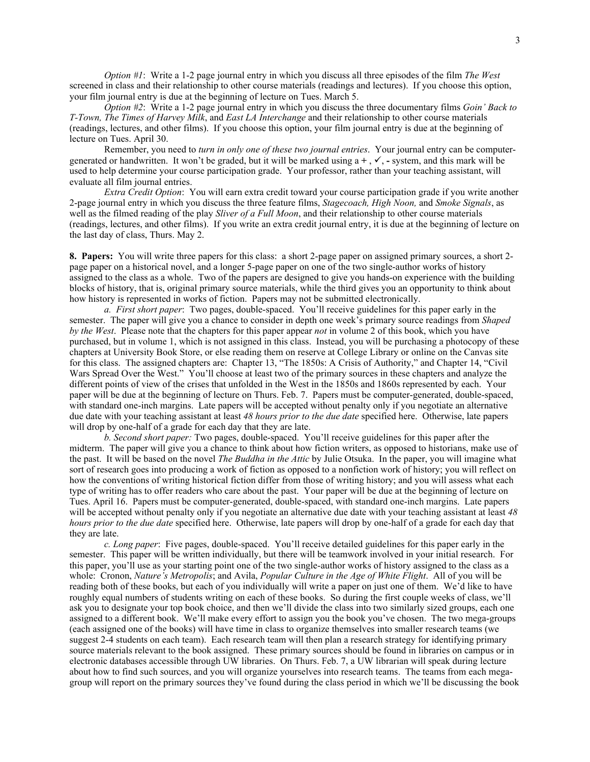*Option #1*: Write a 1-2 page journal entry in which you discuss all three episodes of the film *The West* screened in class and their relationship to other course materials (readings and lectures). If you choose this option, your film journal entry is due at the beginning of lecture on Tues. March 5.

*Option #2*: Write a 1-2 page journal entry in which you discuss the three documentary films *Goin' Back to T-Town, The Times of Harvey Milk*, and *East LA Interchange* and their relationship to other course materials (readings, lectures, and other films). If you choose this option, your film journal entry is due at the beginning of lecture on Tues. April 30.

Remember, you need to *turn in only one of these two journal entries*. Your journal entry can be computer-generated or handwritten. It won't be graded, but it will be marked using a **+** , ✓, **-** system, and this mark will be used to help determine your course participation grade. Your professor, rather than your teaching assistant, will evaluate all film journal entries.

*Extra Credit Option*: You will earn extra credit toward your course participation grade if you write another 2-page journal entry in which you discuss the three feature films, *Stagecoach, High Noon,* and *Smoke Signals*, as well as the filmed reading of the play *Sliver of a Full Moon*, and their relationship to other course materials (readings, lectures, and other films). If you write an extra credit journal entry, it is due at the beginning of lecture on the last day of class, Thurs. May 2.

**8. Papers:** You will write three papers for this class: a short 2-page paper on assigned primary sources, a short 2-page paper on a historical novel, and a longer 5-page paper on one of the two single-author works of history assigned to the class as a whole. Two of the papers are designed to give you hands-on experience with the building blocks of history, that is, original primary source materials, while the third gives you an opportunity to think about how history is represented in works of fiction. Papers may not be submitted electronically.

*a. First short paper*: Two pages, double-spaced. You'll receive guidelines for this paper early in the semester. The paper will give you a chance to consider in depth one week's primary source readings from *Shaped by the West*. Please note that the chapters for this paper appear *not* in volume 2 of this book, which you have purchased, but in volume 1, which is not assigned in this class. Instead, you will be purchasing a photocopy of these chapters at University Book Store, or else reading them on reserve at College Library or online on the Canvas site for this class. The assigned chapters are: Chapter 13, "The 1850s: A Crisis of Authority," and Chapter 14, "Civil Wars Spread Over the West." You'll choose at least two of the primary sources in these chapters and analyze the different points of view of the crises that unfolded in the West in the 1850s and 1860s represented by each. Your paper will be due at the beginning of lecture on Thurs. Feb. 7. Papers must be computer-generated, double-spaced, with standard one-inch margins. Late papers will be accepted without penalty only if you negotiate an alternative due date with your teaching assistant at least *48 hours prior to the due date* specified here. Otherwise, late papers will drop by one-half of a grade for each day that they are late.

*b. Second short paper:* Two pages, double-spaced. You'll receive guidelines for this paper after the midterm. The paper will give you a chance to think about how fiction writers, as opposed to historians, make use of the past. It will be based on the novel *The Buddha in the Attic* by Julie Otsuka. In the paper, you will imagine what sort of research goes into producing a work of fiction as opposed to a nonfiction work of history; you will reflect on how the conventions of writing historical fiction differ from those of writing history; and you will assess what each type of writing has to offer readers who care about the past. Your paper will be due at the beginning of lecture on Tues. April 16. Papers must be computer-generated, double-spaced, with standard one-inch margins. Late papers will be accepted without penalty only if you negotiate an alternative due date with your teaching assistant at least *48 hours prior to the due date* specified here. Otherwise, late papers will drop by one-half of a grade for each day that they are late.

*c. Long paper*: Five pages, double-spaced. You'll receive detailed guidelines for this paper early in the semester. This paper will be written individually, but there will be teamwork involved in your initial research. For this paper, you'll use as your starting point one of the two single-author works of history assigned to the class as a whole: Cronon, *Nature's Metropolis*; and Avila, *Popular Culture in the Age of White Flight*. All of you will be reading both of these books, but each of you individually will write a paper on just one of them. We'd like to have roughly equal numbers of students writing on each of these books. So during the first couple weeks of class, we'll ask you to designate your top book choice, and then we'll divide the class into two similarly sized groups, each one assigned to a different book. We'll make every effort to assign you the book you've chosen. The two mega-groups (each assigned one of the books) will have time in class to organize themselves into smaller research teams (we suggest 2-4 students on each team). Each research team will then plan a research strategy for identifying primary source materials relevant to the book assigned. These primary sources should be found in libraries on campus or in electronic databases accessible through UW libraries. On Thurs. Feb. 7, a UW librarian will speak during lecture about how to find such sources, and you will organize yourselves into research teams. The teams from each mega-group will report on the primary sources they've found during the class period in which we'll be discussing the book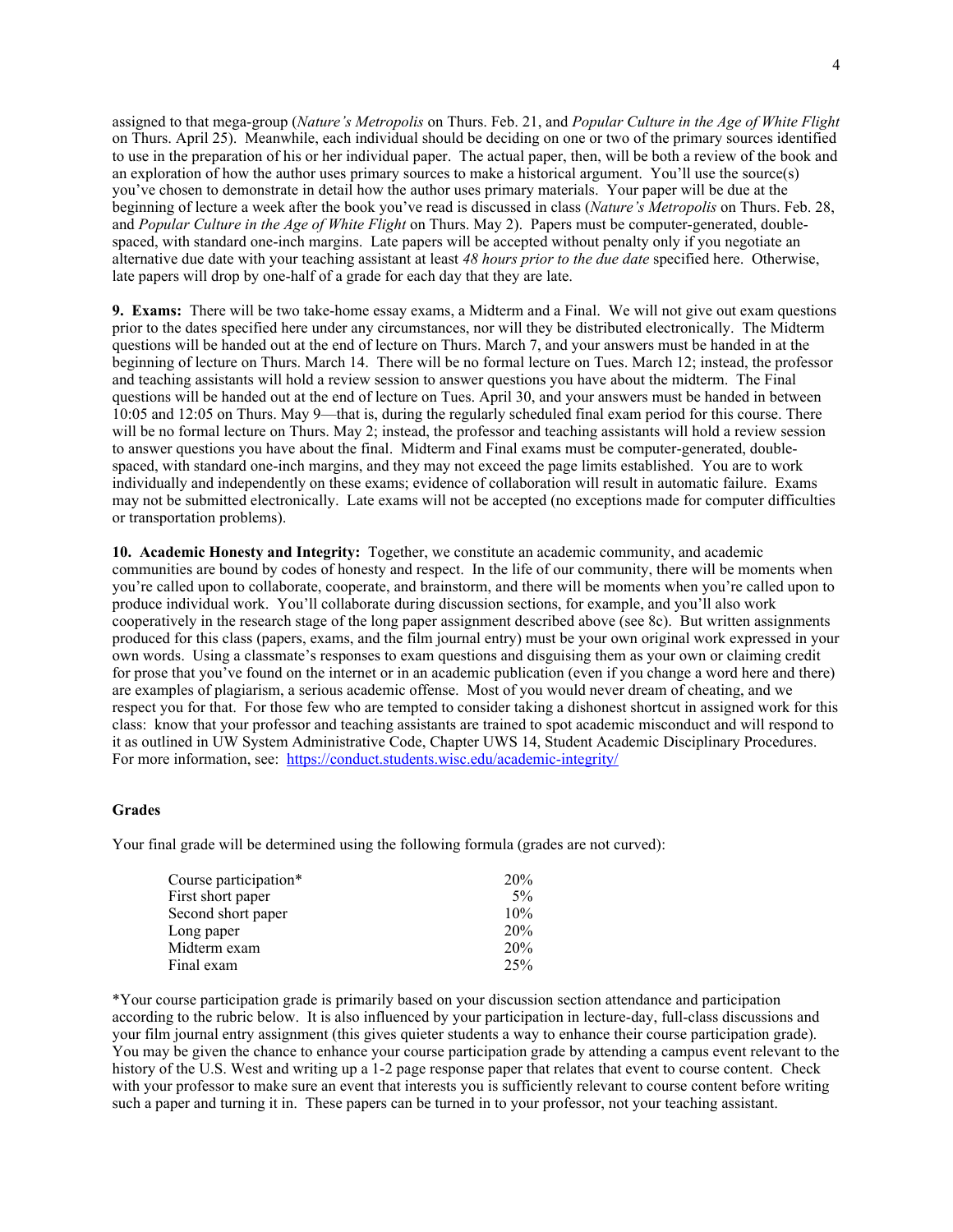assigned to that mega-group (*Nature's Metropolis* on Thurs. Feb. 21, and *Popular Culture in the Age of White Flight* on Thurs. April 25). Meanwhile, each individual should be deciding on one or two of the primary sources identified to use in the preparation of his or her individual paper. The actual paper, then, will be both a review of the book and an exploration of how the author uses primary sources to make a historical argument. You'll use the source(s) you've chosen to demonstrate in detail how the author uses primary materials. Your paper will be due at the beginning of lecture a week after the book you've read is discussed in class (*Nature's Metropolis* on Thurs. Feb. 28, and *Popular Culture in the Age of White Flight* on Thurs. May 2). Papers must be computer-generated, double-spaced, with standard one-inch margins. Late papers will be accepted without penalty only if you negotiate an alternative due date with your teaching assistant at least *48 hours prior to the due date* specified here. Otherwise, late papers will drop by one-half of a grade for each day that they are late.

**9. Exams:** There will be two take-home essay exams, a Midterm and a Final. We will not give out exam questions prior to the dates specified here under any circumstances, nor will they be distributed electronically. The Midterm questions will be handed out at the end of lecture on Thurs. March 7, and your answers must be handed in at the beginning of lecture on Thurs. March 14. There will be no formal lecture on Tues. March 12; instead, the professor and teaching assistants will hold a review session to answer questions you have about the midterm. The Final questions will be handed out at the end of lecture on Tues. April 30, and your answers must be handed in between 10:05 and 12:05 on Thurs. May 9—that is, during the regularly scheduled final exam period for this course. There will be no formal lecture on Thurs. May 2; instead, the professor and teaching assistants will hold a review session to answer questions you have about the final. Midterm and Final exams must be computer-generated, double-spaced, with standard one-inch margins, and they may not exceed the page limits established. You are to work individually and independently on these exams; evidence of collaboration will result in automatic failure. Exams may not be submitted electronically. Late exams will not be accepted (no exceptions made for computer difficulties or transportation problems).

**10. Academic Honesty and Integrity:** Together, we constitute an academic community, and academic communities are bound by codes of honesty and respect. In the life of our community, there will be moments when you're called upon to collaborate, cooperate, and brainstorm, and there will be moments when you're called upon to produce individual work. You'll collaborate during discussion sections, for example, and you'll also work cooperatively in the research stage of the long paper assignment described above (see 8c). But written assignments produced for this class (papers, exams, and the film journal entry) must be your own original work expressed in your own words. Using a classmate's responses to exam questions and disguising them as your own or claiming credit for prose that you've found on the internet or in an academic publication (even if you change a word here and there) are examples of plagiarism, a serious academic offense. Most of you would never dream of cheating, and we respect you for that. For those few who are tempted to consider taking a dishonest shortcut in assigned work for this class: know that your professor and teaching assistants are trained to spot academic misconduct and will respond to it as outlined in UW System Administrative Code, Chapter UWS 14, Student Academic Disciplinary Procedures. For more information, see: https://conduct.students.wisc.edu/academic-integrity/

## Grades

Your final grade will be determined using the following formula (grades are not curved):

| | |
|---|---|
| Course participation* | 20% |
| First short paper | 5% |
| Second short paper | 10% |
| Long paper | 20% |
| Midterm exam | 20% |
| Final exam | 25% |

*Your course participation grade is primarily based on your discussion section attendance and participation according to the rubric below. It is also influenced by your participation in lecture-day, full-class discussions and your film journal entry assignment (this gives quieter students a way to enhance their course participation grade). You may be given the chance to enhance your course participation grade by attending a campus event relevant to the history of the U.S. West and writing up a 1-2 page response paper that relates that event to course content. Check with your professor to make sure an event that interests you is sufficiently relevant to course content before writing such a paper and turning it in. These papers can be turned in to your professor, not your teaching assistant.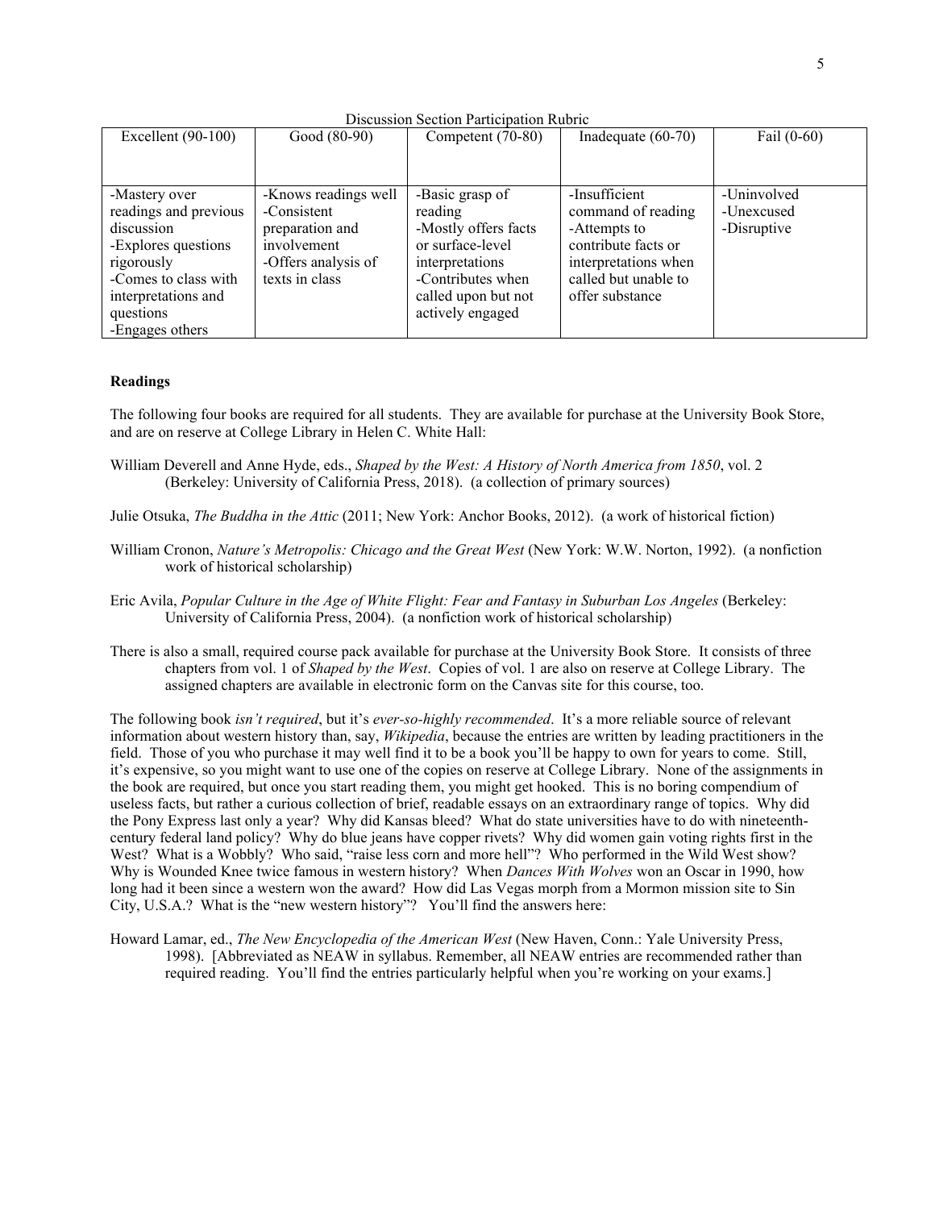Discussion Section Participation Rubric

| Excellent (90-100) | Good (80-90) | Competent (70-80) | Inadequate (60-70) | Fail (0-60) |
|---|---|---|---|---|
| -Mastery over readings and previous discussion<br>-Explores questions rigorously<br>-Comes to class with interpretations and questions<br>-Engages others | -Knows readings well<br>-Consistent preparation and involvement<br>-Offers analysis of texts in class | -Basic grasp of reading<br>-Mostly offers facts or surface-level interpretations<br>-Contributes when called upon but not actively engaged | -Insufficient command of reading<br>-Attempts to contribute facts or interpretations when called but unable to offer substance | -Uninvolved<br>-Unexcused<br>-Disruptive |

**Readings**

The following four books are required for all students. They are available for purchase at the University Book Store, and are on reserve at College Library in Helen C. White Hall:

William Deverell and Anne Hyde, eds., *Shaped by the West: A History of North America from 1850*, vol. 2 (Berkeley: University of California Press, 2018). (a collection of primary sources)

Julie Otsuka, *The Buddha in the Attic* (2011; New York: Anchor Books, 2012). (a work of historical fiction)

William Cronon, *Nature's Metropolis: Chicago and the Great West* (New York: W.W. Norton, 1992). (a nonfiction work of historical scholarship)

Eric Avila, *Popular Culture in the Age of White Flight: Fear and Fantasy in Suburban Los Angeles* (Berkeley: University of California Press, 2004). (a nonfiction work of historical scholarship)

There is also a small, required course pack available for purchase at the University Book Store. It consists of three chapters from vol. 1 of *Shaped by the West*. Copies of vol. 1 are also on reserve at College Library. The assigned chapters are available in electronic form on the Canvas site for this course, too.

The following book *isn't required*, but it's *ever-so-highly recommended*. It's a more reliable source of relevant information about western history than, say, *Wikipedia*, because the entries are written by leading practitioners in the field. Those of you who purchase it may well find it to be a book you'll be happy to own for years to come. Still, it's expensive, so you might want to use one of the copies on reserve at College Library. None of the assignments in the book are required, but once you start reading them, you might get hooked. This is no boring compendium of useless facts, but rather a curious collection of brief, readable essays on an extraordinary range of topics. Why did the Pony Express last only a year? Why did Kansas bleed? What do state universities have to do with nineteenth-century federal land policy? Why do blue jeans have copper rivets? Why did women gain voting rights first in the West? What is a Wobbly? Who said, "raise less corn and more hell"? Who performed in the Wild West show? Why is Wounded Knee twice famous in western history? When *Dances With Wolves* won an Oscar in 1990, how long had it been since a western won the award? How did Las Vegas morph from a Mormon mission site to Sin City, U.S.A.? What is the "new western history"? You'll find the answers here:

Howard Lamar, ed., *The New Encyclopedia of the American West* (New Haven, Conn.: Yale University Press, 1998). [Abbreviated as NEAW in syllabus. Remember, all NEAW entries are recommended rather than required reading. You'll find the entries particularly helpful when you're working on your exams.]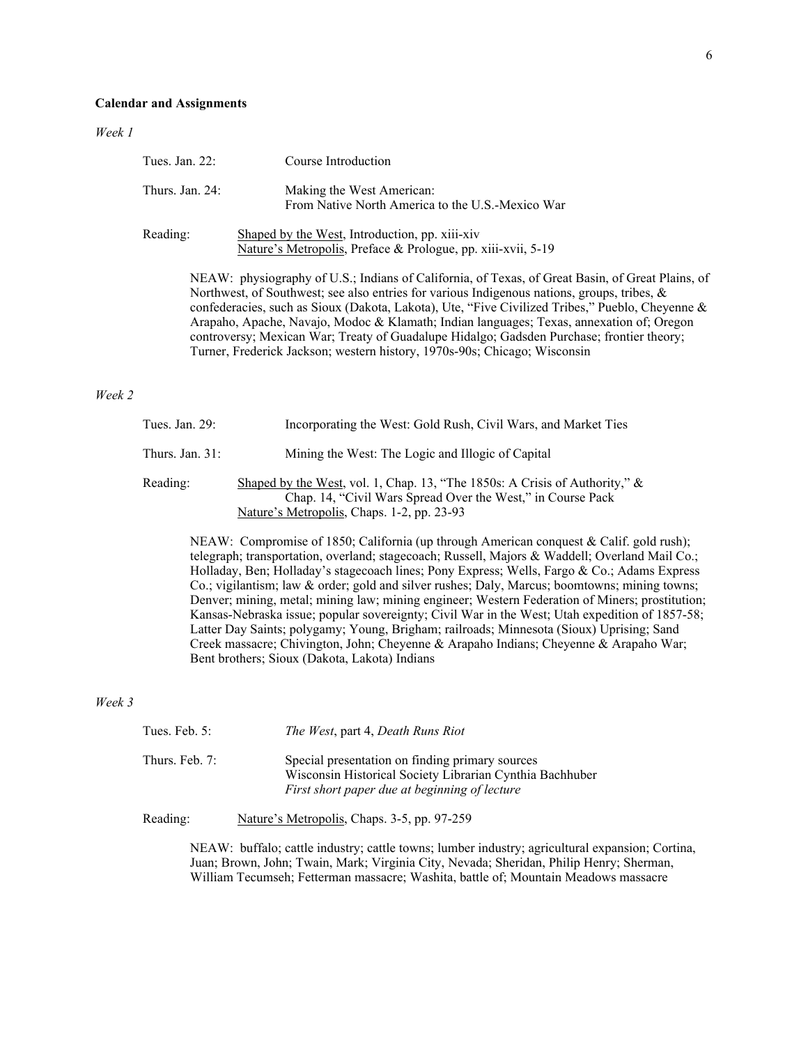**Calendar and Assignments**

*Week 1*

Tues. Jan. 22: Course Introduction

Thurs. Jan. 24: Making the West American:
From Native North America to the U.S.-Mexico War

Reading: Shaped by the West, Introduction, pp. xiii-xiv
Nature's Metropolis, Preface & Prologue, pp. xiii-xvii, 5-19

NEAW: physiography of U.S.; Indians of California, of Texas, of Great Basin, of Great Plains, of Northwest, of Southwest; see also entries for various Indigenous nations, groups, tribes, & confederacies, such as Sioux (Dakota, Lakota), Ute, "Five Civilized Tribes," Pueblo, Cheyenne & Arapaho, Apache, Navajo, Modoc & Klamath; Indian languages; Texas, annexation of; Oregon controversy; Mexican War; Treaty of Guadalupe Hidalgo; Gadsden Purchase; frontier theory; Turner, Frederick Jackson; western history, 1970s-90s; Chicago; Wisconsin

*Week 2*

Tues. Jan. 29: Incorporating the West: Gold Rush, Civil Wars, and Market Ties

Thurs. Jan. 31: Mining the West: The Logic and Illogic of Capital

Reading: Shaped by the West, vol. 1, Chap. 13, "The 1850s: A Crisis of Authority," &
Chap. 14, "Civil Wars Spread Over the West," in Course Pack
Nature's Metropolis, Chaps. 1-2, pp. 23-93

NEAW: Compromise of 1850; California (up through American conquest & Calif. gold rush); telegraph; transportation, overland; stagecoach; Russell, Majors & Waddell; Overland Mail Co.; Holladay, Ben; Holladay's stagecoach lines; Pony Express; Wells, Fargo & Co.; Adams Express Co.; vigilantism; law & order; gold and silver rushes; Daly, Marcus; boomtowns; mining towns; Denver; mining, metal; mining law; mining engineer; Western Federation of Miners; prostitution; Kansas-Nebraska issue; popular sovereignty; Civil War in the West; Utah expedition of 1857-58; Latter Day Saints; polygamy; Young, Brigham; railroads; Minnesota (Sioux) Uprising; Sand Creek massacre; Chivington, John; Cheyenne & Arapaho Indians; Cheyenne & Arapaho War; Bent brothers; Sioux (Dakota, Lakota) Indians

*Week 3*

Tues. Feb. 5: *The West*, part 4, *Death Runs Riot*

Thurs. Feb. 7: Special presentation on finding primary sources
Wisconsin Historical Society Librarian Cynthia Bachhuber
*First short paper due at beginning of lecture*

Reading: Nature's Metropolis, Chaps. 3-5, pp. 97-259

NEAW: buffalo; cattle industry; cattle towns; lumber industry; agricultural expansion; Cortina, Juan; Brown, John; Twain, Mark; Virginia City, Nevada; Sheridan, Philip Henry; Sherman, William Tecumseh; Fetterman massacre; Washita, battle of; Mountain Meadows massacre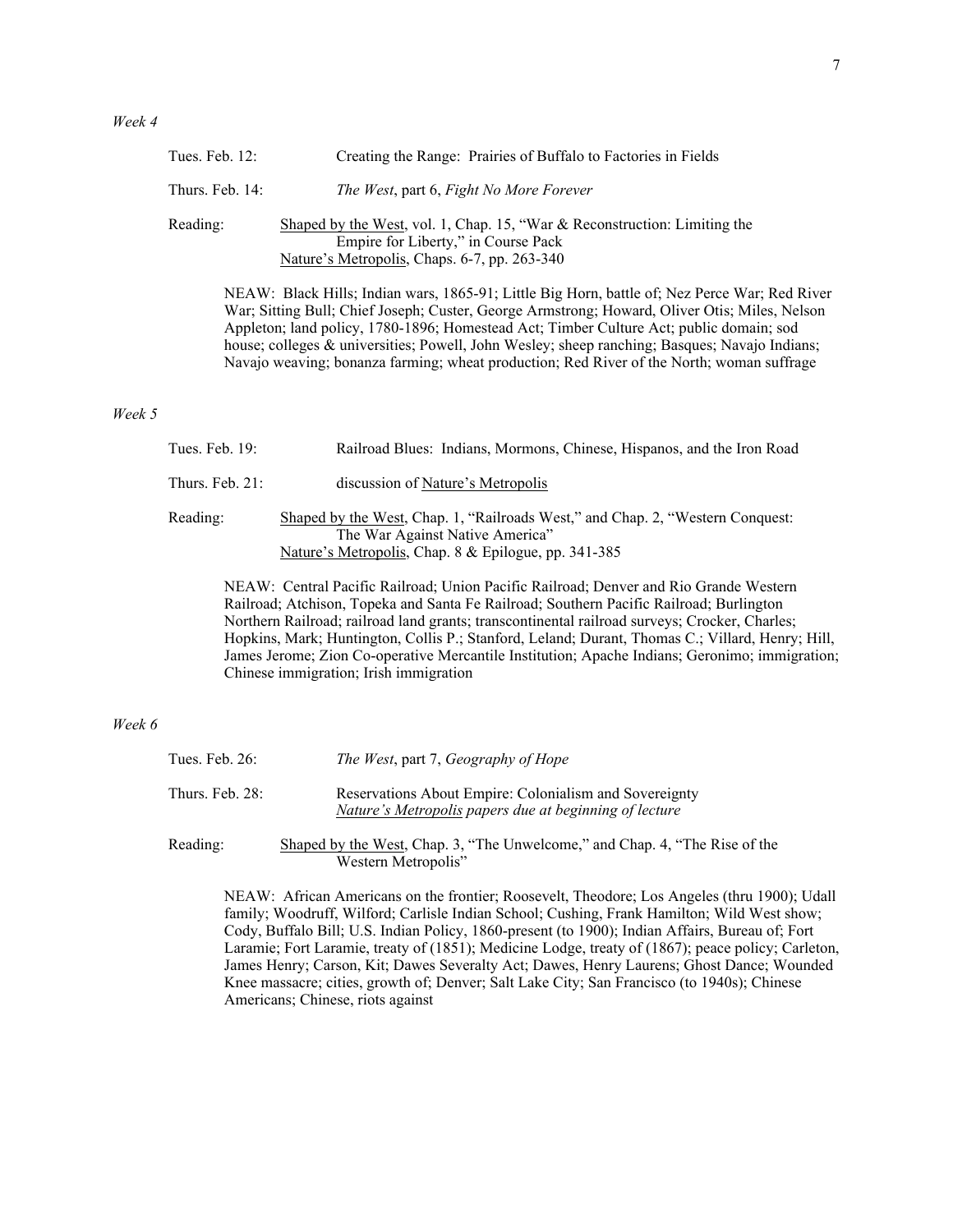*Week 4*

Tues. Feb. 12: Creating the Range: Prairies of Buffalo to Factories in Fields

Thurs. Feb. 14: *The West*, part 6, *Fight No More Forever*

Reading: Shaped by the West, vol. 1, Chap. 15, "War & Reconstruction: Limiting the Empire for Liberty," in Course Pack
Nature's Metropolis, Chaps. 6-7, pp. 263-340

NEAW: Black Hills; Indian wars, 1865-91; Little Big Horn, battle of; Nez Perce War; Red River War; Sitting Bull; Chief Joseph; Custer, George Armstrong; Howard, Oliver Otis; Miles, Nelson Appleton; land policy, 1780-1896; Homestead Act; Timber Culture Act; public domain; sod house; colleges & universities; Powell, John Wesley; sheep ranching; Basques; Navajo Indians; Navajo weaving; bonanza farming; wheat production; Red River of the North; woman suffrage

*Week 5*

Tues. Feb. 19: Railroad Blues: Indians, Mormons, Chinese, Hispanos, and the Iron Road

Thurs. Feb. 21: discussion of Nature's Metropolis

Reading: Shaped by the West, Chap. 1, "Railroads West," and Chap. 2, "Western Conquest: The War Against Native America"
Nature's Metropolis, Chap. 8 & Epilogue, pp. 341-385

NEAW: Central Pacific Railroad; Union Pacific Railroad; Denver and Rio Grande Western Railroad; Atchison, Topeka and Santa Fe Railroad; Southern Pacific Railroad; Burlington Northern Railroad; railroad land grants; transcontinental railroad surveys; Crocker, Charles; Hopkins, Mark; Huntington, Collis P.; Stanford, Leland; Durant, Thomas C.; Villard, Henry; Hill, James Jerome; Zion Co-operative Mercantile Institution; Apache Indians; Geronimo; immigration; Chinese immigration; Irish immigration

*Week 6*

Tues. Feb. 26: *The West*, part 7, *Geography of Hope*

Thurs. Feb. 28: Reservations About Empire: Colonialism and Sovereignty
*Nature's Metropolis papers due at beginning of lecture*

Reading: Shaped by the West, Chap. 3, "The Unwelcome," and Chap. 4, "The Rise of the Western Metropolis"

NEAW: African Americans on the frontier; Roosevelt, Theodore; Los Angeles (thru 1900); Udall family; Woodruff, Wilford; Carlisle Indian School; Cushing, Frank Hamilton; Wild West show; Cody, Buffalo Bill; U.S. Indian Policy, 1860-present (to 1900); Indian Affairs, Bureau of; Fort Laramie, treaty of (1851); Medicine Lodge, treaty of (1867); peace policy; Carleton, James Henry; Carson, Kit; Dawes Severalty Act; Dawes, Henry Laurens; Ghost Dance; Wounded Knee massacre; cities, growth of; Denver; Salt Lake City; San Francisco (to 1940s); Chinese Americans; Chinese, riots against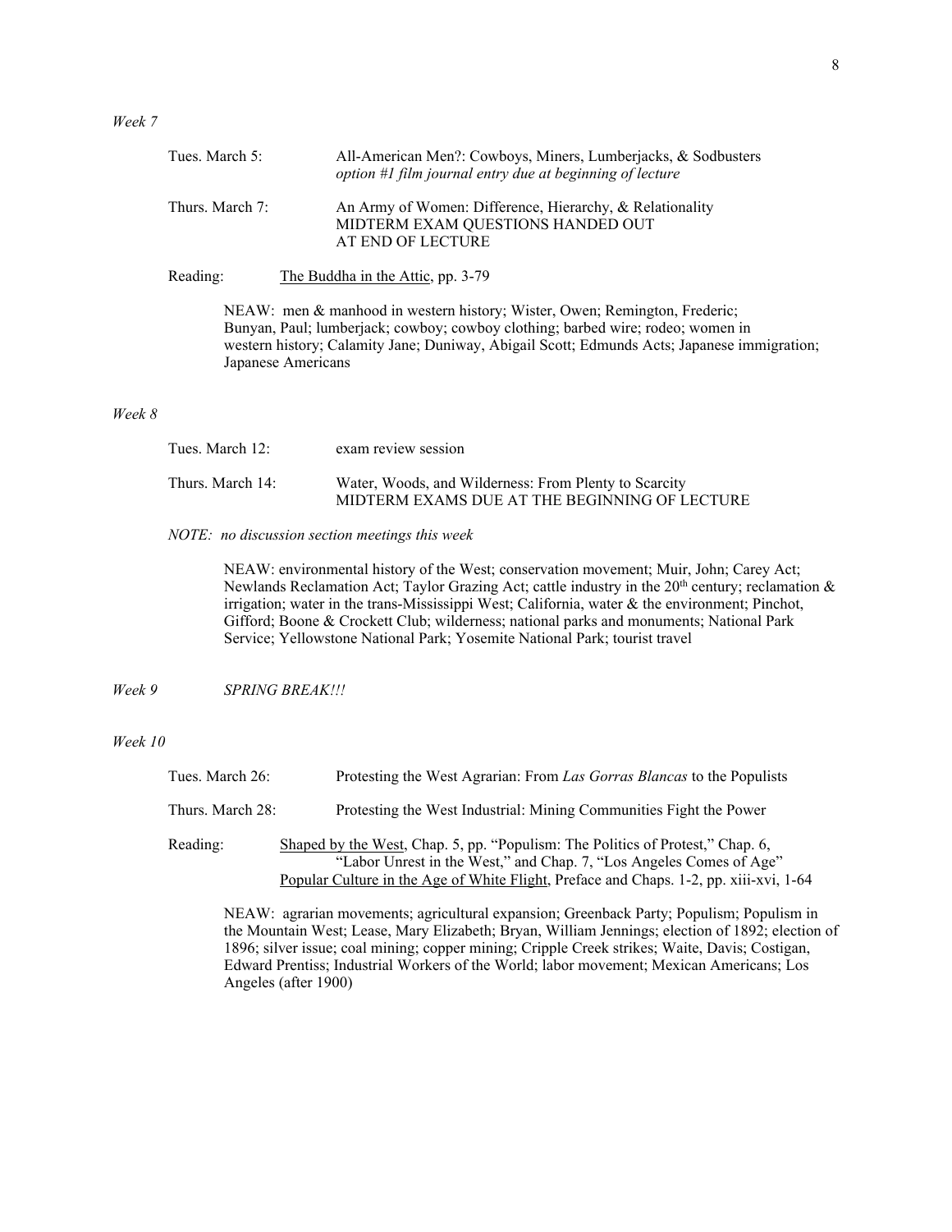*Week 7*

Tues. March 5: All-American Men?: Cowboys, Miners, Lumberjacks, & Sodbusters
*option #1 film journal entry due at beginning of lecture*

Thurs. March 7: An Army of Women: Difference, Hierarchy, & Relationality
MIDTERM EXAM QUESTIONS HANDED OUT
AT END OF LECTURE

Reading: The Buddha in the Attic, pp. 3-79

NEAW: men & manhood in western history; Wister, Owen; Remington, Frederic; Bunyan, Paul; lumberjack; cowboy; cowboy clothing; barbed wire; rodeo; women in western history; Calamity Jane; Duniway, Abigail Scott; Edmunds Acts; Japanese immigration; Japanese Americans

*Week 8*

Tues. March 12: exam review session

Thurs. March 14: Water, Woods, and Wilderness: From Plenty to Scarcity
MIDTERM EXAMS DUE AT THE BEGINNING OF LECTURE

*NOTE: no discussion section meetings this week*

NEAW: environmental history of the West; conservation movement; Muir, John; Carey Act; Newlands Reclamation Act; Taylor Grazing Act; cattle industry in the 20th century; reclamation & irrigation; water in the trans-Mississippi West; California, water & the environment; Pinchot, Gifford; Boone & Crockett Club; wilderness; national parks and monuments; National Park Service; Yellowstone National Park; Yosemite National Park; tourist travel

*Week 9* *SPRING BREAK!!!*

*Week 10*

Tues. March 26: Protesting the West Agrarian: From *Las Gorras Blancas* to the Populists

Thurs. March 28: Protesting the West Industrial: Mining Communities Fight the Power

Reading: Shaped by the West, Chap. 5, pp. "Populism: The Politics of Protest," Chap. 6, "Labor Unrest in the West," and Chap. 7, "Los Angeles Comes of Age"
Popular Culture in the Age of White Flight, Preface and Chaps. 1-2, pp. xiii-xvi, 1-64

NEAW: agrarian movements; agricultural expansion; Greenback Party; Populism; Populism in the Mountain West; Lease, Mary Elizabeth; Bryan, William Jennings; election of 1892; election of 1896; silver issue; coal mining; copper mining; Cripple Creek strikes; Waite, Davis; Costigan, Edward Prentiss; Industrial Workers of the World; labor movement; Mexican Americans; Los Angeles (after 1900)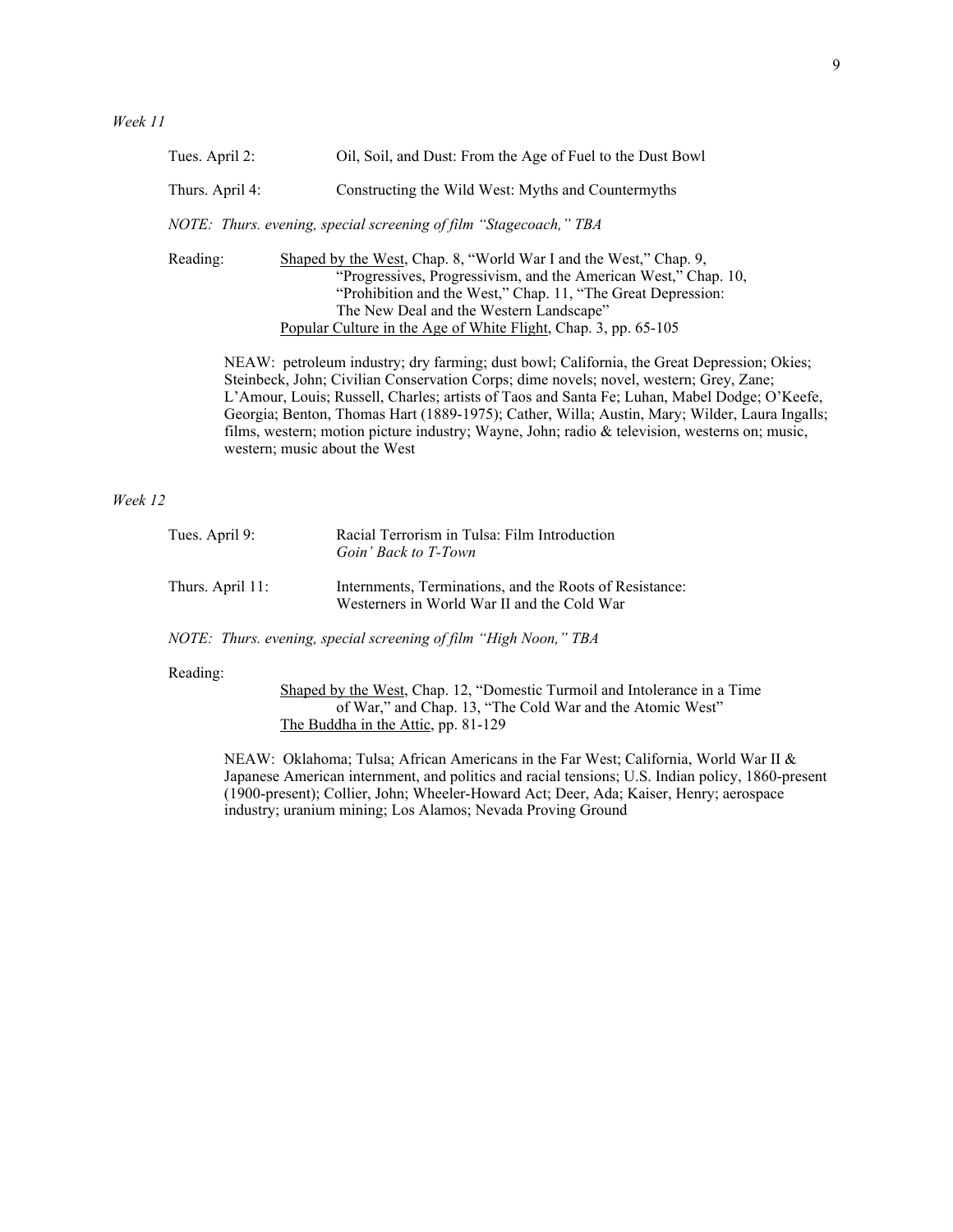*Week 11*

Tues. April 2: Oil, Soil, and Dust: From the Age of Fuel to the Dust Bowl

Thurs. April 4: Constructing the Wild West: Myths and Countermyths

*NOTE: Thurs. evening, special screening of film "Stagecoach," TBA*

Reading: Shaped by the West, Chap. 8, "World War I and the West," Chap. 9, "Progressives, Progressivism, and the American West," Chap. 10, "Prohibition and the West," Chap. 11, "The Great Depression: The New Deal and the Western Landscape"
Popular Culture in the Age of White Flight, Chap. 3, pp. 65-105

NEAW: petroleum industry; dry farming; dust bowl; California, the Great Depression; Okies; Steinbeck, John; Civilian Conservation Corps; dime novels; novel, western; Grey, Zane; L'Amour, Louis; Russell, Charles; artists of Taos and Santa Fe; Luhan, Mabel Dodge; O'Keefe, Georgia; Benton, Thomas Hart (1889-1975); Cather, Willa; Austin, Mary; Wilder, Laura Ingalls; films, western; motion picture industry; Wayne, John; radio & television, westerns on; music, western; music about the West

*Week 12*

Tues. April 9: Racial Terrorism in Tulsa: Film Introduction
*Goin' Back to T-Town*

Thurs. April 11: Internments, Terminations, and the Roots of Resistance: Westerners in World War II and the Cold War

*NOTE: Thurs. evening, special screening of film "High Noon," TBA*

Reading:
Shaped by the West, Chap. 12, "Domestic Turmoil and Intolerance in a Time of War," and Chap. 13, "The Cold War and the Atomic West"
The Buddha in the Attic, pp. 81-129

NEAW: Oklahoma; Tulsa; African Americans in the Far West; California, World War II & Japanese American internment, and politics and racial tensions; U.S. Indian policy, 1860-present (1900-present); Collier, John; Wheeler-Howard Act; Deer, Ada; Kaiser, Henry; aerospace industry; uranium mining; Los Alamos; Nevada Proving Ground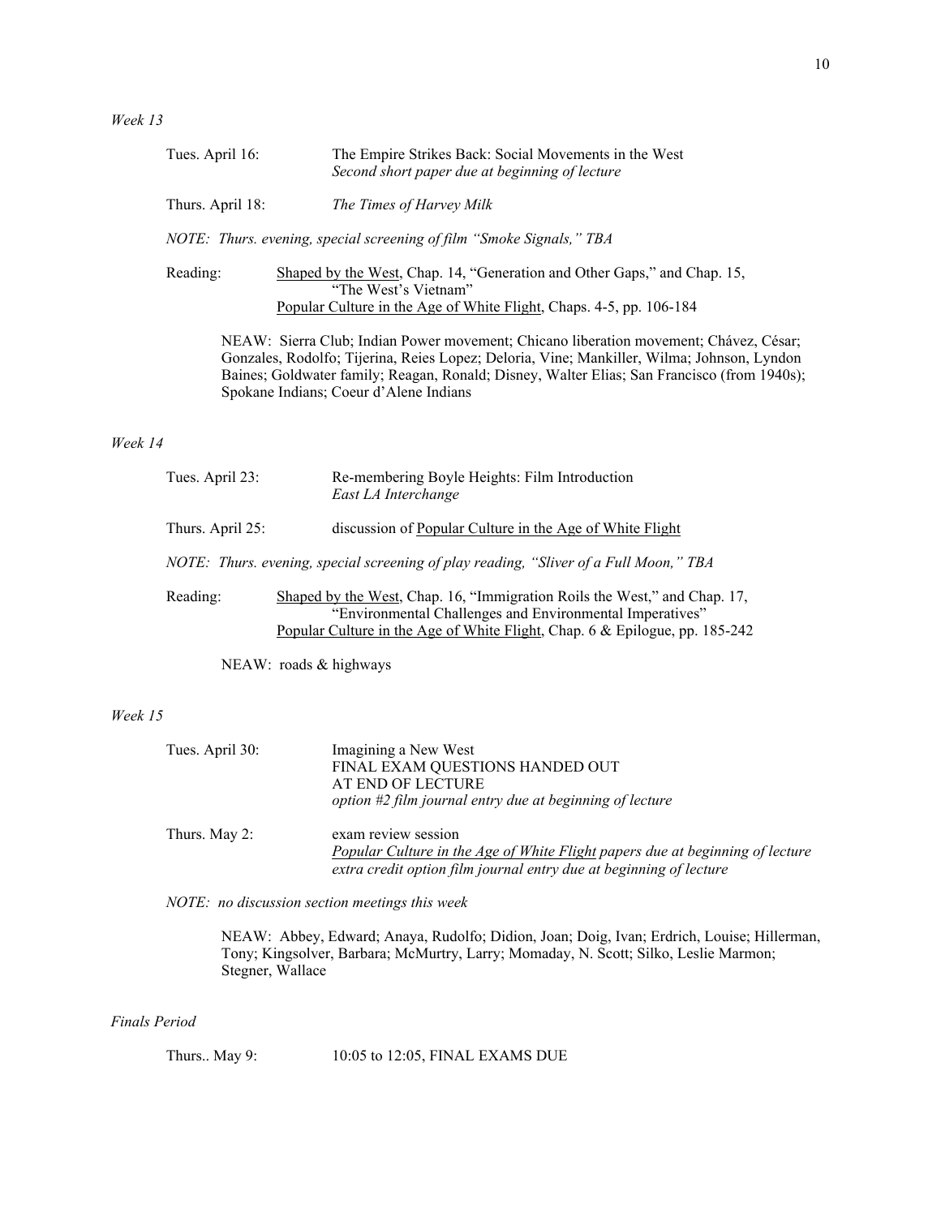*Week 13*

Tues. April 16: The Empire Strikes Back: Social Movements in the West
*Second short paper due at beginning of lecture*

Thurs. April 18: *The Times of Harvey Milk*

*NOTE: Thurs. evening, special screening of film "Smoke Signals," TBA*

Reading: Shaped by the West, Chap. 14, "Generation and Other Gaps," and Chap. 15, "The West's Vietnam"
Popular Culture in the Age of White Flight, Chaps. 4-5, pp. 106-184

NEAW: Sierra Club; Indian Power movement; Chicano liberation movement; Chávez, César; Gonzales, Rodolfo; Tijerina, Reies Lopez; Deloria, Vine; Mankiller, Wilma; Johnson, Lyndon Baines; Goldwater family; Reagan, Ronald; Disney, Walter Elias; San Francisco (from 1940s); Spokane Indians; Coeur d'Alene Indians

*Week 14*

Tues. April 23: Re-membering Boyle Heights: Film Introduction
*East LA Interchange*

Thurs. April 25: discussion of Popular Culture in the Age of White Flight

*NOTE: Thurs. evening, special screening of play reading, "Sliver of a Full Moon," TBA*

Reading: Shaped by the West, Chap. 16, "Immigration Roils the West," and Chap. 17, "Environmental Challenges and Environmental Imperatives"
Popular Culture in the Age of White Flight, Chap. 6 & Epilogue, pp. 185-242

NEAW: roads & highways

*Week 15*

Tues. April 30: Imagining a New West
FINAL EXAM QUESTIONS HANDED OUT AT END OF LECTURE
*option #2 film journal entry due at beginning of lecture*

Thurs. May 2: exam review session
*Popular Culture in the Age of White Flight papers due at beginning of lecture*
*extra credit option film journal entry due at beginning of lecture*

*NOTE: no discussion section meetings this week*

NEAW: Abbey, Edward; Anaya, Rudolfo; Didion, Joan; Doig, Ivan; Erdrich, Louise; Hillerman, Tony; Kingsolver, Barbara; McMurtry, Larry; Momaday, N. Scott; Silko, Leslie Marmon; Stegner, Wallace

*Finals Period*

Thurs.. May 9: 10:05 to 12:05, FINAL EXAMS DUE